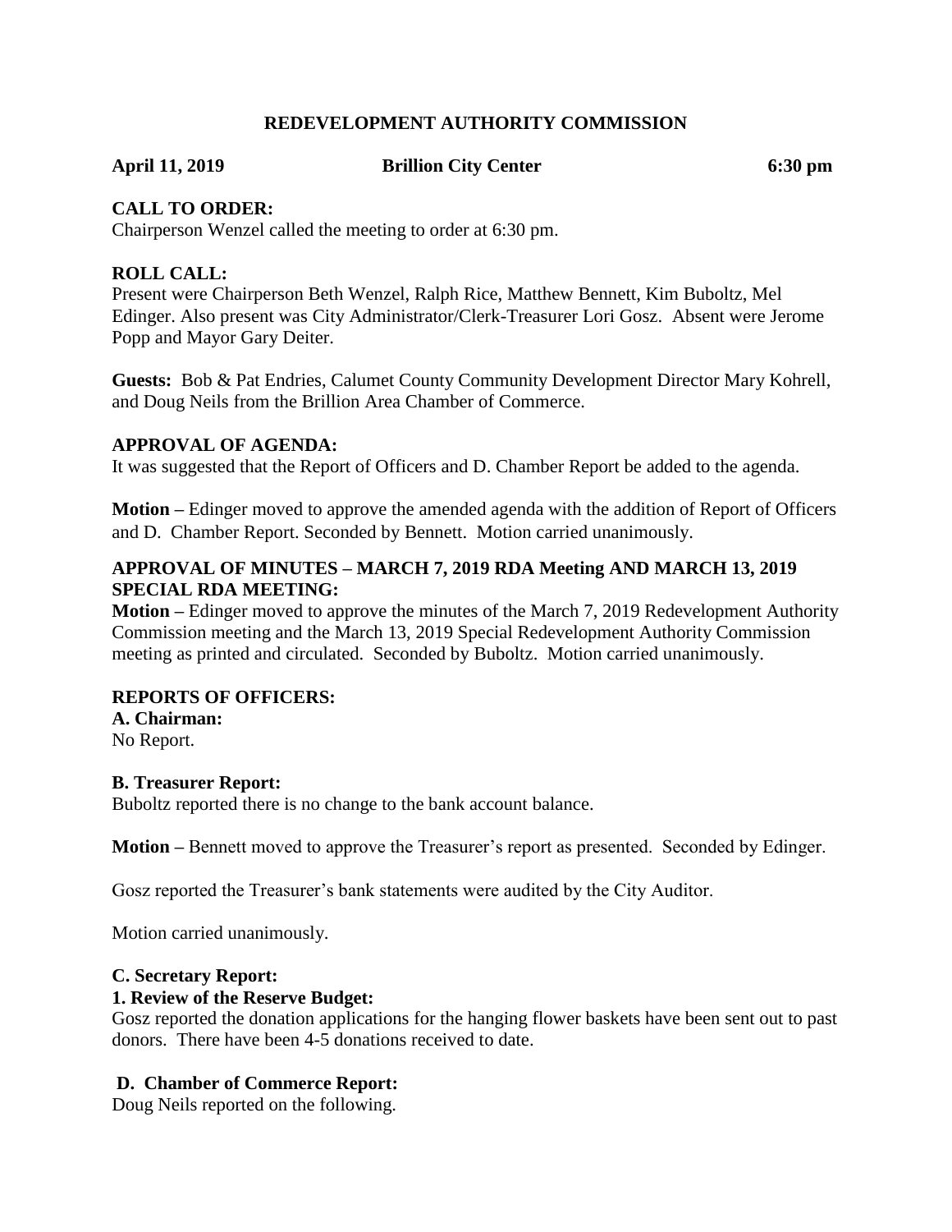# REDEVELOPMENT AUTHORITY COMMISSION

**April 11, 2019** **Brillion City Center** **6:30 pm**

## CALL TO ORDER:

Chairperson Wenzel called the meeting to order at 6:30 pm.

## ROLL CALL:

Present were Chairperson Beth Wenzel, Ralph Rice, Matthew Bennett, Kim Buboltz, Mel Edinger. Also present was City Administrator/Clerk-Treasurer Lori Gosz. Absent were Jerome Popp and Mayor Gary Deiter.

**Guests:** Bob & Pat Endries, Calumet County Community Development Director Mary Kohrell, and Doug Neils from the Brillion Area Chamber of Commerce.

## APPROVAL OF AGENDA:

It was suggested that the Report of Officers and D. Chamber Report be added to the agenda.

**Motion –** Edinger moved to approve the amended agenda with the addition of Report of Officers and D. Chamber Report. Seconded by Bennett. Motion carried unanimously.

## APPROVAL OF MINUTES – MARCH 7, 2019 RDA Meeting AND MARCH 13, 2019 SPECIAL RDA MEETING:

**Motion –** Edinger moved to approve the minutes of the March 7, 2019 Redevelopment Authority Commission meeting and the March 13, 2019 Special Redevelopment Authority Commission meeting as printed and circulated. Seconded by Buboltz. Motion carried unanimously.

## REPORTS OF OFFICERS:

### A. Chairman:

No Report.

### B. Treasurer Report:

Buboltz reported there is no change to the bank account balance.

**Motion –** Bennett moved to approve the Treasurer's report as presented. Seconded by Edinger.

Gosz reported the Treasurer's bank statements were audited by the City Auditor.

Motion carried unanimously.

### C. Secretary Report:

#### 1. Review of the Reserve Budget:

Gosz reported the donation applications for the hanging flower baskets have been sent out to past donors. There have been 4-5 donations received to date.

### D. Chamber of Commerce Report:

Doug Neils reported on the following.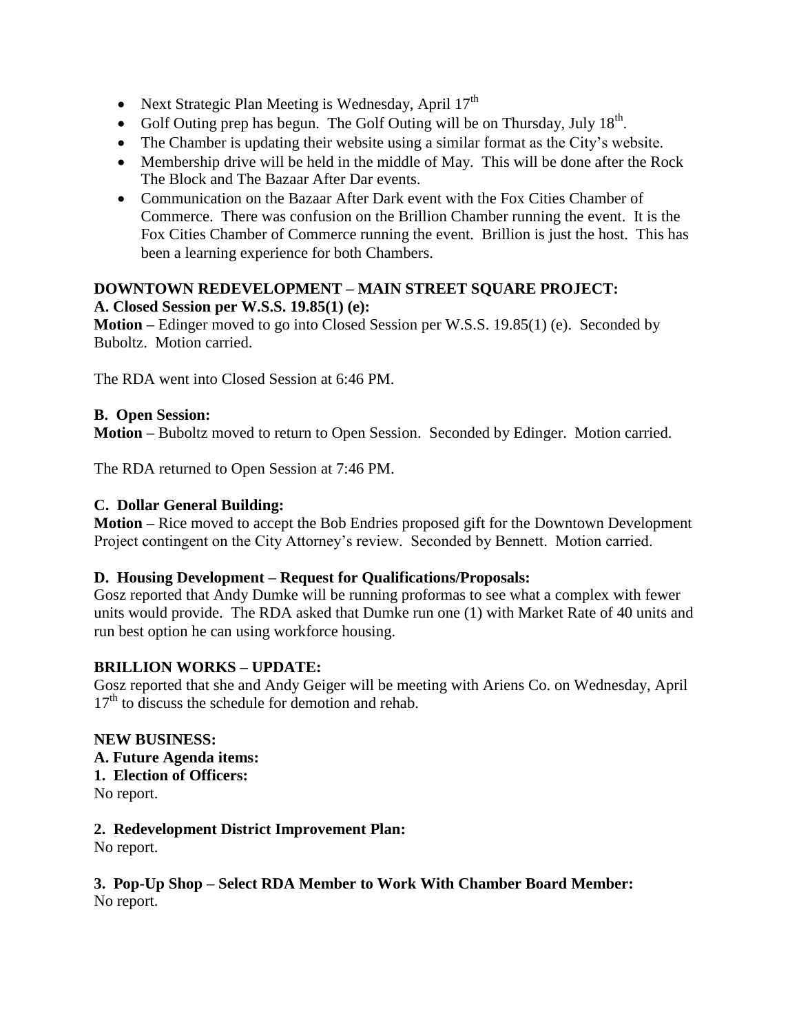- Next Strategic Plan Meeting is Wednesday, April 17th
- Golf Outing prep has begun. The Golf Outing will be on Thursday, July 18th.
- The Chamber is updating their website using a similar format as the City's website.
- Membership drive will be held in the middle of May. This will be done after the Rock The Block and The Bazaar After Dar events.
- Communication on the Bazaar After Dark event with the Fox Cities Chamber of Commerce. There was confusion on the Brillion Chamber running the event. It is the Fox Cities Chamber of Commerce running the event. Brillion is just the host. This has been a learning experience for both Chambers.

**DOWNTOWN REDEVELOPMENT – MAIN STREET SQUARE PROJECT:**

**A. Closed Session per W.S.S. 19.85(1) (e):**

**Motion –** Edinger moved to go into Closed Session per W.S.S. 19.85(1) (e). Seconded by Buboltz. Motion carried.

The RDA went into Closed Session at 6:46 PM.

**B. Open Session:**

**Motion –** Buboltz moved to return to Open Session. Seconded by Edinger. Motion carried.

The RDA returned to Open Session at 7:46 PM.

**C. Dollar General Building:**

**Motion –** Rice moved to accept the Bob Endries proposed gift for the Downtown Development Project contingent on the City Attorney's review. Seconded by Bennett. Motion carried.

**D. Housing Development – Request for Qualifications/Proposals:**

Gosz reported that Andy Dumke will be running proformas to see what a complex with fewer units would provide. The RDA asked that Dumke run one (1) with Market Rate of 40 units and run best option he can using workforce housing.

**BRILLION WORKS – UPDATE:**

Gosz reported that she and Andy Geiger will be meeting with Ariens Co. on Wednesday, April 17th to discuss the schedule for demotion and rehab.

**NEW BUSINESS:**

**A. Future Agenda items:**

**1. Election of Officers:**

No report.

**2. Redevelopment District Improvement Plan:**

No report.

**3. Pop-Up Shop – Select RDA Member to Work With Chamber Board Member:**

No report.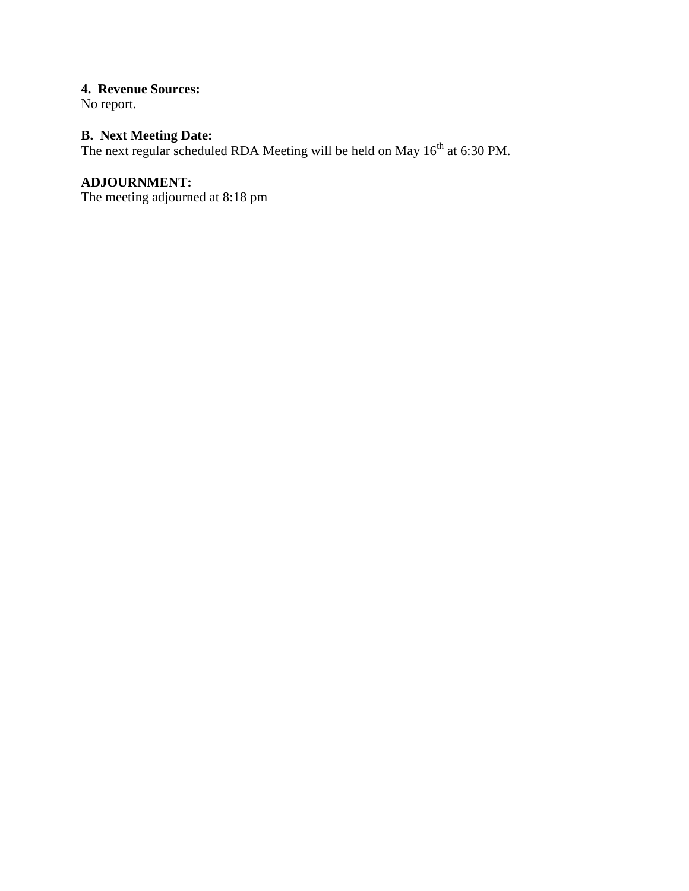**4. Revenue Sources:**
No report.

**B. Next Meeting Date:**
The next regular scheduled RDA Meeting will be held on May 16th at 6:30 PM.

**ADJOURNMENT:**
The meeting adjourned at 8:18 pm